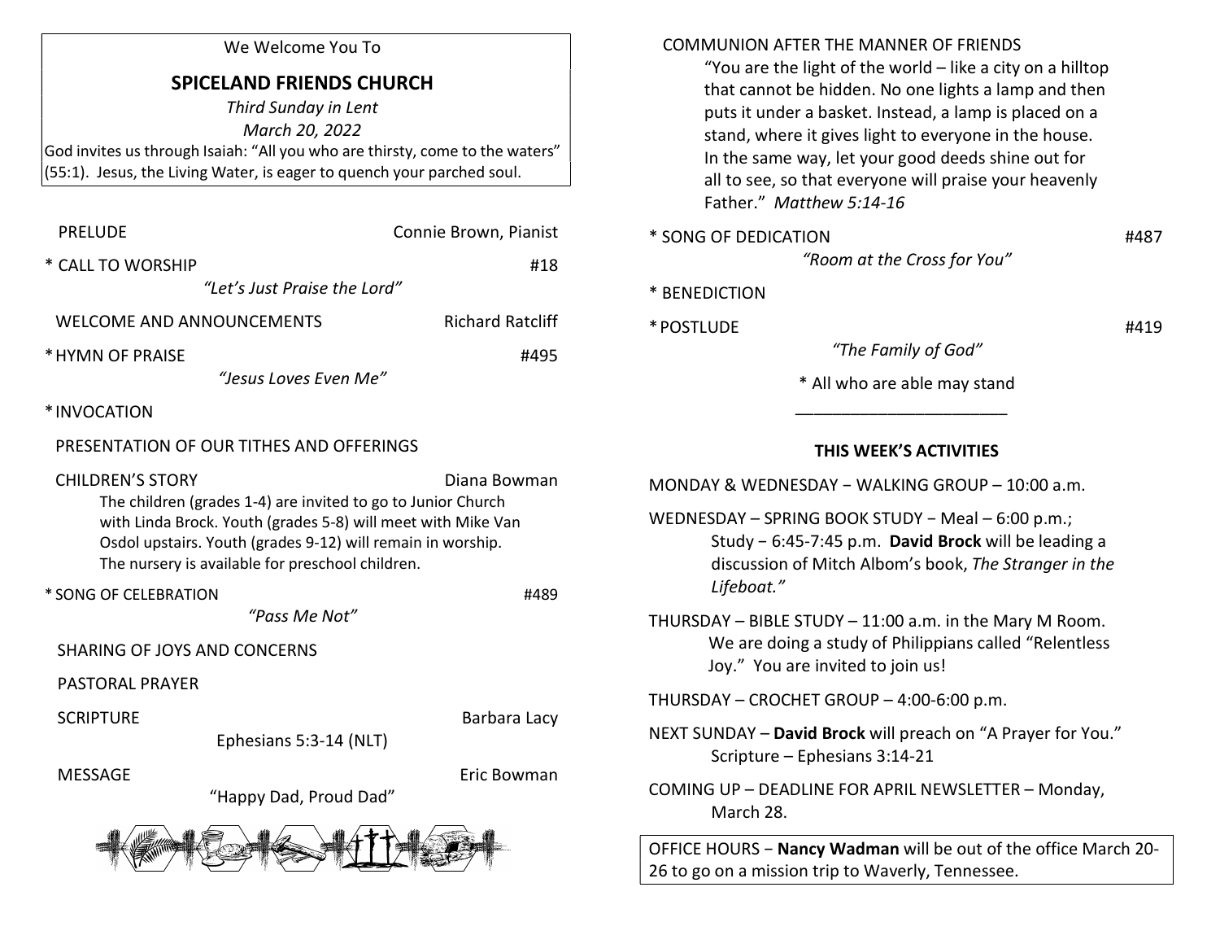We Welcome You To

# SPICELAND FRIENDS CHURCH

*Third Sunday in Lent*

*March 20, 2022*

God invites us through Isaiah: "All you who are thirsty, come to the waters" (55:1). Jesus, the Living Water, is eager to quench your parched soul.

PRELUDE — Connie Brown, Pianist

\* CALL TO WORSHIP — #18
*"Let's Just Praise the Lord"*

WELCOME AND ANNOUNCEMENTS — Richard Ratcliff

\* HYMN OF PRAISE — #495
*"Jesus Loves Even Me"*

\* INVOCATION

PRESENTATION OF OUR TITHES AND OFFERINGS

CHILDREN'S STORY — Diana Bowman
The children (grades 1-4) are invited to go to Junior Church with Linda Brock. Youth (grades 5-8) will meet with Mike Van Osdol upstairs. Youth (grades 9-12) will remain in worship. The nursery is available for preschool children.

\* SONG OF CELEBRATION — #489
*"Pass Me Not"*

SHARING OF JOYS AND CONCERNS

PASTORAL PRAYER

SCRIPTURE — Barbara Lacy
Ephesians 5:3-14 (NLT)

MESSAGE — Eric Bowman
"Happy Dad, Proud Dad"

COMMUNION AFTER THE MANNER OF FRIENDS
"You are the light of the world – like a city on a hilltop that cannot be hidden. No one lights a lamp and then puts it under a basket. Instead, a lamp is placed on a stand, where it gives light to everyone in the house. In the same way, let your good deeds shine out for all to see, so that everyone will praise your heavenly Father." *Matthew 5:14-16*

\* SONG OF DEDICATION — #487
*"Room at the Cross for You"*

\* BENEDICTION

\* POSTLUDE — #419
*"The Family of God"*

\* All who are able may stand

---

## THIS WEEK'S ACTIVITIES

MONDAY & WEDNESDAY – WALKING GROUP – 10:00 a.m.

WEDNESDAY – SPRING BOOK STUDY – Meal – 6:00 p.m.; Study – 6:45-7:45 p.m. **David Brock** will be leading a discussion of Mitch Albom's book, *The Stranger in the Lifeboat."*

THURSDAY – BIBLE STUDY – 11:00 a.m. in the Mary M Room. We are doing a study of Philippians called "Relentless Joy." You are invited to join us!

THURSDAY – CROCHET GROUP – 4:00-6:00 p.m.

NEXT SUNDAY – **David Brock** will preach on "A Prayer for You." Scripture – Ephesians 3:14-21

COMING UP – DEADLINE FOR APRIL NEWSLETTER – Monday, March 28.

OFFICE HOURS – **Nancy Wadman** will be out of the office March 20-26 to go on a mission trip to Waverly, Tennessee.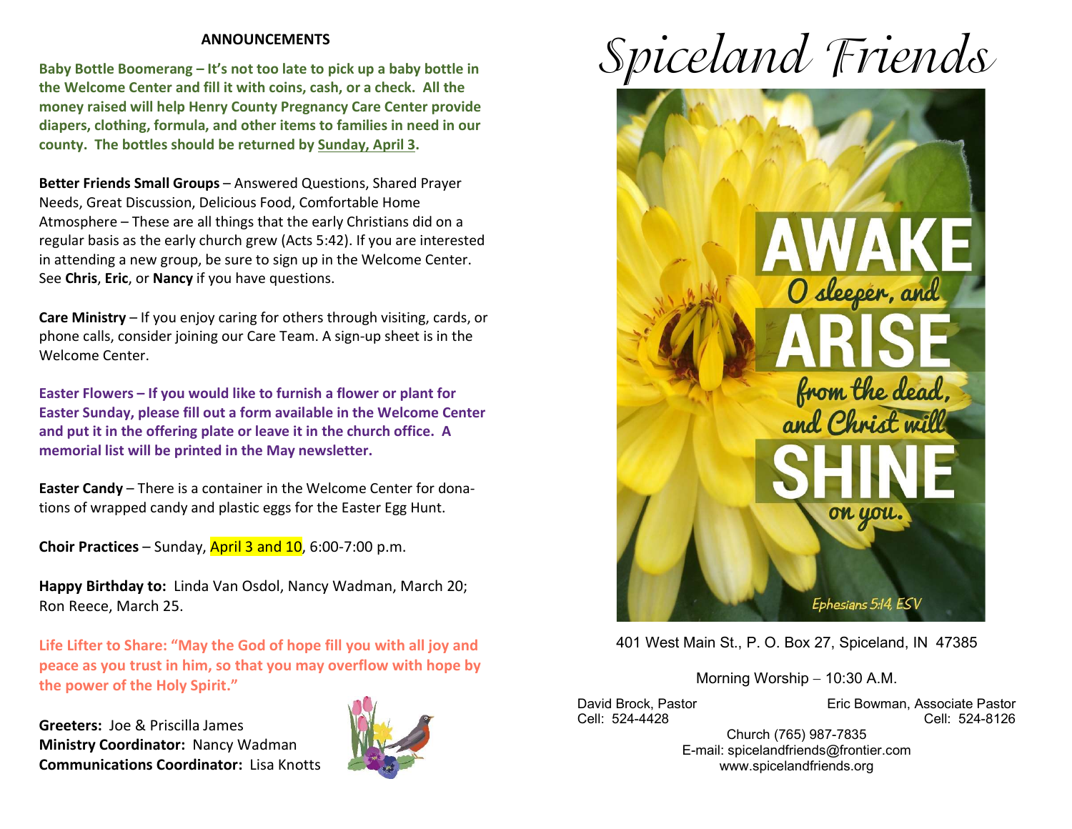## ANNOUNCEMENTS

**Baby Bottle Boomerang – It's not too late to pick up a baby bottle in the Welcome Center and fill it with coins, cash, or a check. All the money raised will help Henry County Pregnancy Care Center provide diapers, clothing, formula, and other items to families in need in our county. The bottles should be returned by Sunday, April 3.**

**Better Friends Small Groups** – Answered Questions, Shared Prayer Needs, Great Discussion, Delicious Food, Comfortable Home Atmosphere – These are all things that the early Christians did on a regular basis as the early church grew (Acts 5:42). If you are interested in attending a new group, be sure to sign up in the Welcome Center. See **Chris**, **Eric**, or **Nancy** if you have questions.

**Care Ministry** – If you enjoy caring for others through visiting, cards, or phone calls, consider joining our Care Team. A sign-up sheet is in the Welcome Center.

**Easter Flowers – If you would like to furnish a flower or plant for Easter Sunday, please fill out a form available in the Welcome Center and put it in the offering plate or leave it in the church office. A memorial list will be printed in the May newsletter.**

**Easter Candy** – There is a container in the Welcome Center for donations of wrapped candy and plastic eggs for the Easter Egg Hunt.

**Choir Practices** – Sunday, April 3 and 10, 6:00-7:00 p.m.

**Happy Birthday to:** Linda Van Osdol, Nancy Wadman, March 20; Ron Reece, March 25.

**Life Lifter to Share: "May the God of hope fill you with all joy and peace as you trust in him, so that you may overflow with hope by the power of the Holy Spirit."**

**Greeters:** Joe & Priscilla James
**Ministry Coordinator:** Nancy Wadman
**Communications Coordinator:** Lisa Knotts

# Spiceland Friends

AWAKE O sleeper, and ARISE from the dead, and Christ will SHINE on you.

Ephesians 5:14, ESV

401 West Main St., P. O. Box 27, Spiceland, IN 47385

Morning Worship – 10:30 A.M.

David Brock, Pastor
Cell: 524-4428

Eric Bowman, Associate Pastor
Cell: 524-8126

Church (765) 987-7835
E-mail: spicelandfriends@frontier.com
www.spicelandfriends.org